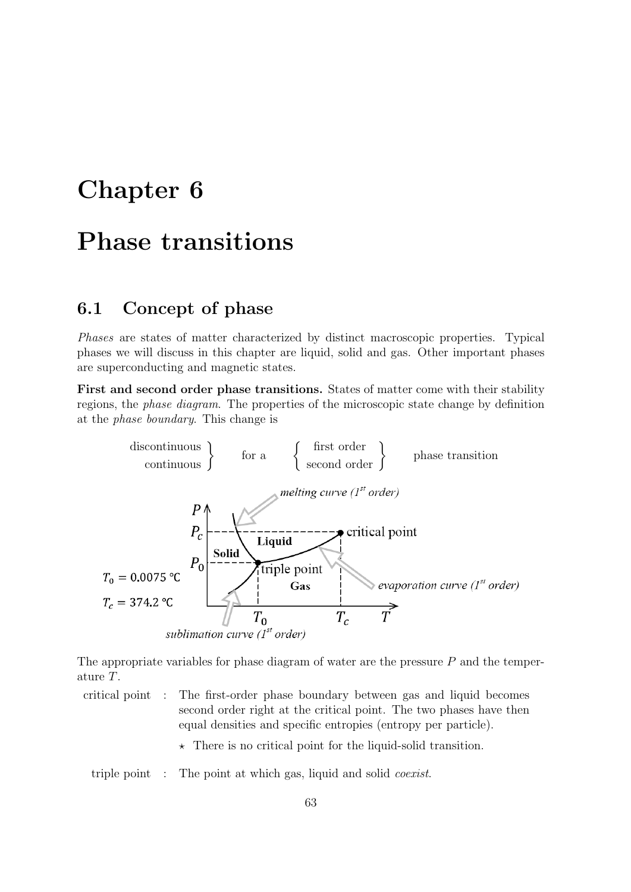# Chapter 6

# Phase transitions

## 6.1 Concept of phase

*Phases* are states of matter characterized by distinct macroscopic properties. Typical phases we will discuss in this chapter are liquid, solid and gas. Other important phases are superconducting and magnetic states.

**First and second order phase transitions.** States of matter come with their stability regions, the *phase diagram*. The properties of the microscopic state change by definition at the *phase boundary*. This change is

$$\left.\begin{array}{r}\text{discontinuous}\\ \text{continuous}\end{array}\right\} \quad \text{for a} \quad \left\{\begin{array}{c}\text{first order}\\ \text{second order}\end{array}\right\} \quad \text{phase transition}$$

The appropriate variables for phase diagram of water are the pressure $P$ and the temperature $T$.

- critical point : The first-order phase boundary between gas and liquid becomes second order right at the critical point. The two phases have then equal densities and specific entropies (entropy per particle).
  - ⋆ There is no critical point for the liquid-solid transition.
- triple point : The point at which gas, liquid and solid *coexist*.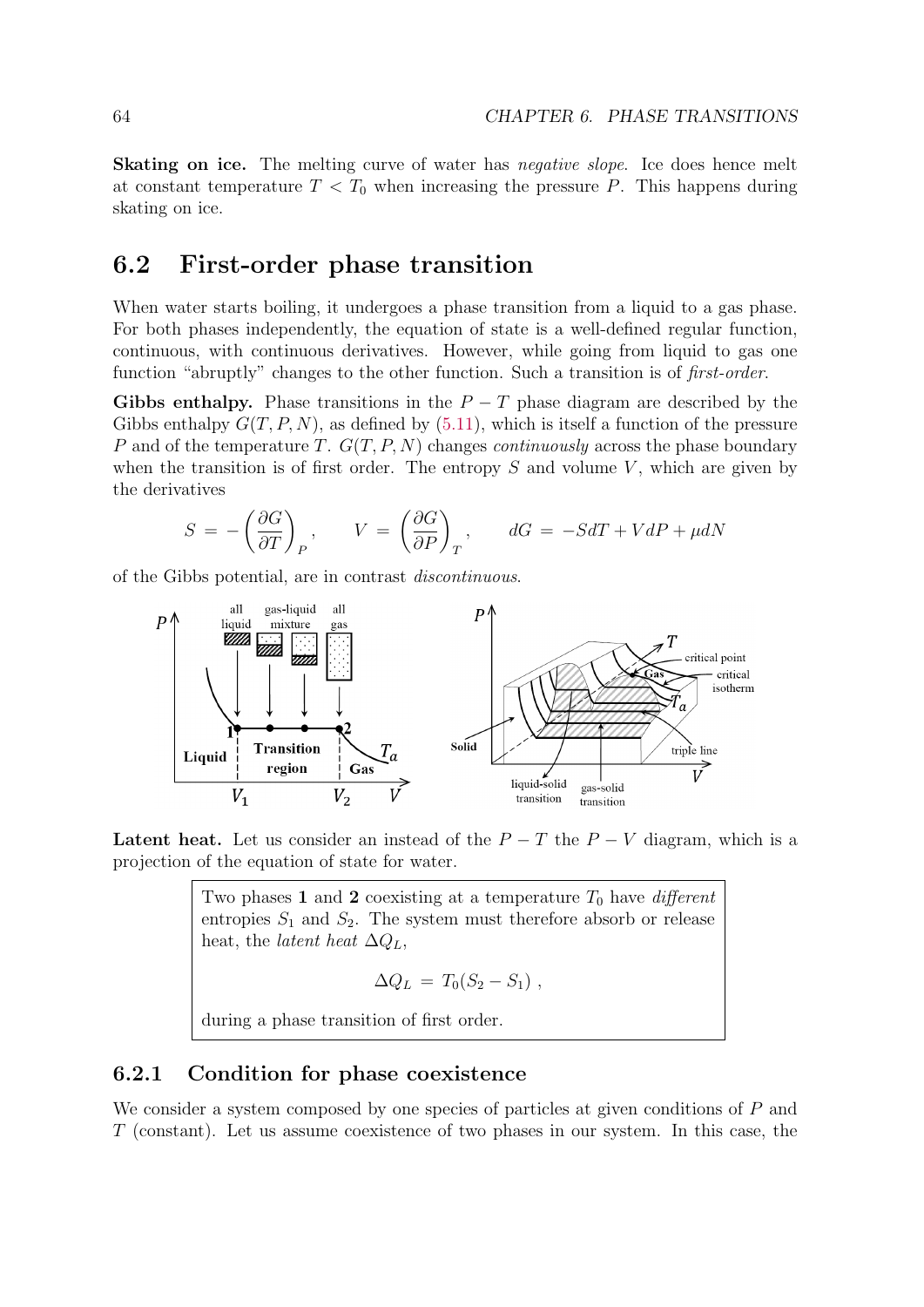**Skating on ice.** The melting curve of water has *negative slope*. Ice does hence melt at constant temperature $T < T_0$ when increasing the pressure $P$. This happens during skating on ice.

## 6.2 First-order phase transition

When water starts boiling, it undergoes a phase transition from a liquid to a gas phase. For both phases independently, the equation of state is a well-defined regular function, continuous, with continuous derivatives. However, while going from liquid to gas one function "abruptly" changes to the other function. Such a transition is of *first-order*.

**Gibbs enthalpy.** Phase transitions in the $P - T$ phase diagram are described by the Gibbs enthalpy $G(T, P, N)$, as defined by (5.11), which is itself a function of the pressure $P$ and of the temperature $T$. $G(T, P, N)$ changes *continuously* across the phase boundary when the transition is of first order. The entropy $S$ and volume $V$, which are given by the derivatives

$$S = -\left(\frac{\partial G}{\partial T}\right)_P, \qquad V = \left(\frac{\partial G}{\partial P}\right)_T, \qquad dG = -SdT + VdP + \mu dN$$

of the Gibbs potential, are in contrast *discontinuous*.

**Latent heat.** Let us consider an instead of the $P - T$ the $P - V$ diagram, which is a projection of the equation of state for water.

> Two phases **1** and **2** coexisting at a temperature $T_0$ have *different* entropies $S_1$ and $S_2$. The system must therefore absorb or release heat, the *latent heat* $\Delta Q_L$,
>
> $$\Delta Q_L = T_0(S_2 - S_1),$$
>
> during a phase transition of first order.

### 6.2.1 Condition for phase coexistence

We consider a system composed by one species of particles at given conditions of $P$ and $T$ (constant). Let us assume coexistence of two phases in our system. In this case, the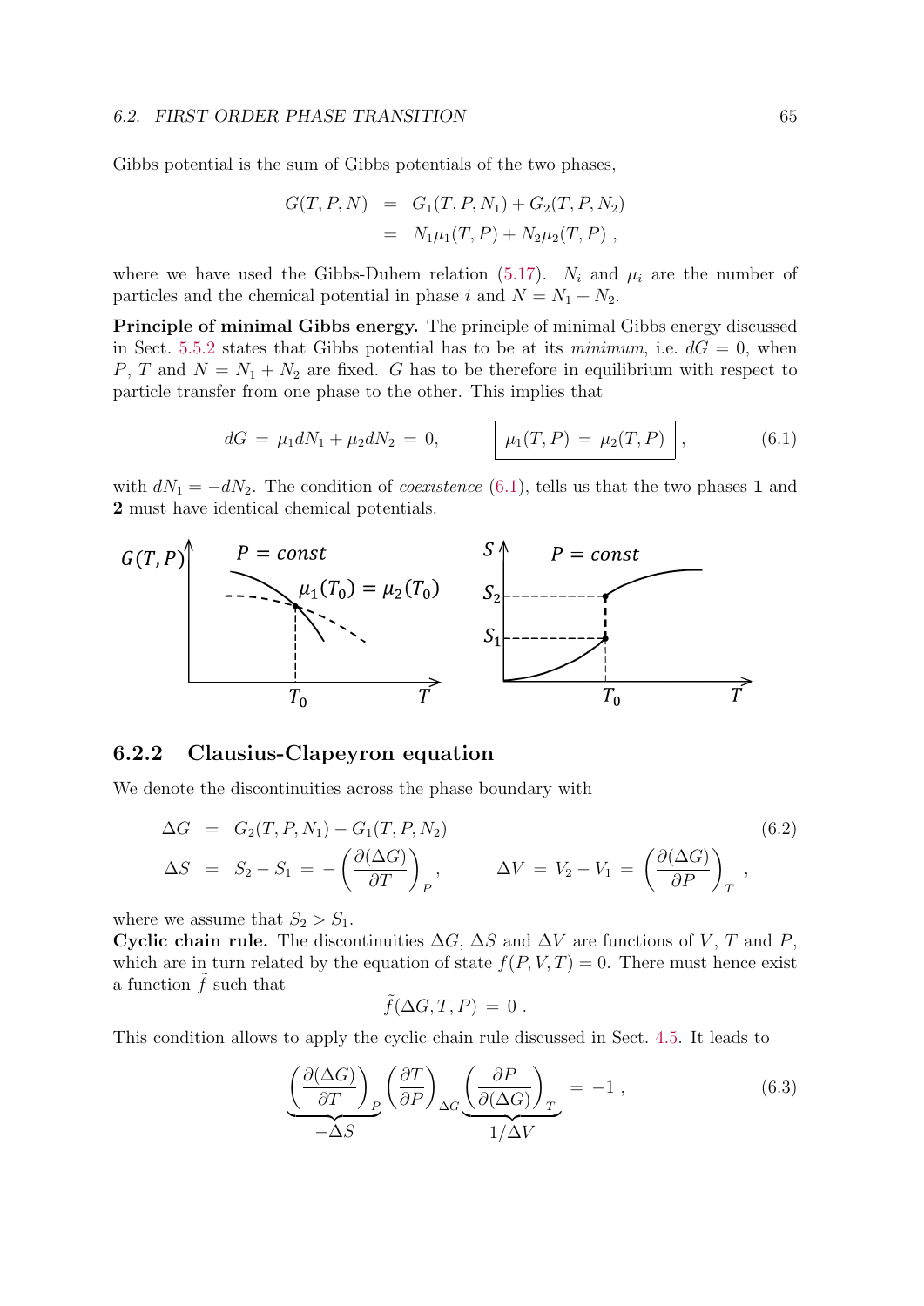Gibbs potential is the sum of Gibbs potentials of the two phases,

$$
\begin{aligned}
G(T,P,N) &= G_1(T,P,N_1) + G_2(T,P,N_2) \\
&= N_1\mu_1(T,P) + N_2\mu_2(T,P) ,
\end{aligned}
$$

where we have used the Gibbs-Duhem relation (5.17). $N_i$ and $\mu_i$ are the number of particles and the chemical potential in phase $i$ and $N = N_1 + N_2$.

**Principle of minimal Gibbs energy.** The principle of minimal Gibbs energy discussed in Sect. 5.5.2 states that Gibbs potential has to be at its *minimum*, i.e. $dG = 0$, when $P$, $T$ and $N = N_1 + N_2$ are fixed. $G$ has to be therefore in equilibrium with respect to particle transfer from one phase to the other. This implies that

$$
dG \;=\; \mu_1 dN_1 + \mu_2 dN_2 \;=\; 0, \qquad \boxed{\mu_1(T,P) \;=\; \mu_2(T,P)}\,, \tag{6.1}
$$

with $dN_1 = -dN_2$. The condition of *coexistence* (6.1), tells us that the two phases **1** and **2** must have identical chemical potentials.

## 6.2.2 Clausius-Clapeyron equation

We denote the discontinuities across the phase boundary with

$$
\begin{aligned}
\Delta G &= G_2(T,P,N_1) - G_1(T,P,N_2) \\
\Delta S &= S_2 - S_1 \;=\; -\left(\frac{\partial(\Delta G)}{\partial T}\right)_P, \qquad \Delta V \;=\; V_2 - V_1 \;=\; \left(\frac{\partial(\Delta G)}{\partial P}\right)_T ,
\end{aligned}
\tag{6.2}
$$

where we assume that $S_2 > S_1$.

**Cyclic chain rule.** The discontinuities $\Delta G$, $\Delta S$ and $\Delta V$ are functions of $V$, $T$ and $P$, which are in turn related by the equation of state $f(P,V,T) = 0$. There must hence exist a function $\tilde{f}$ such that

$$
\tilde{f}(\Delta G, T, P) \;=\; 0\;.
$$

This condition allows to apply the cyclic chain rule discussed in Sect. 4.5. It leads to

$$
\underbrace{\left(\frac{\partial(\Delta G)}{\partial T}\right)_P}_{-\Delta S}\left(\frac{\partial T}{\partial P}\right)_{\Delta G}\underbrace{\left(\frac{\partial P}{\partial(\Delta G)}\right)_T}_{1/\Delta V} \;=\; -1\;, \tag{6.3}
$$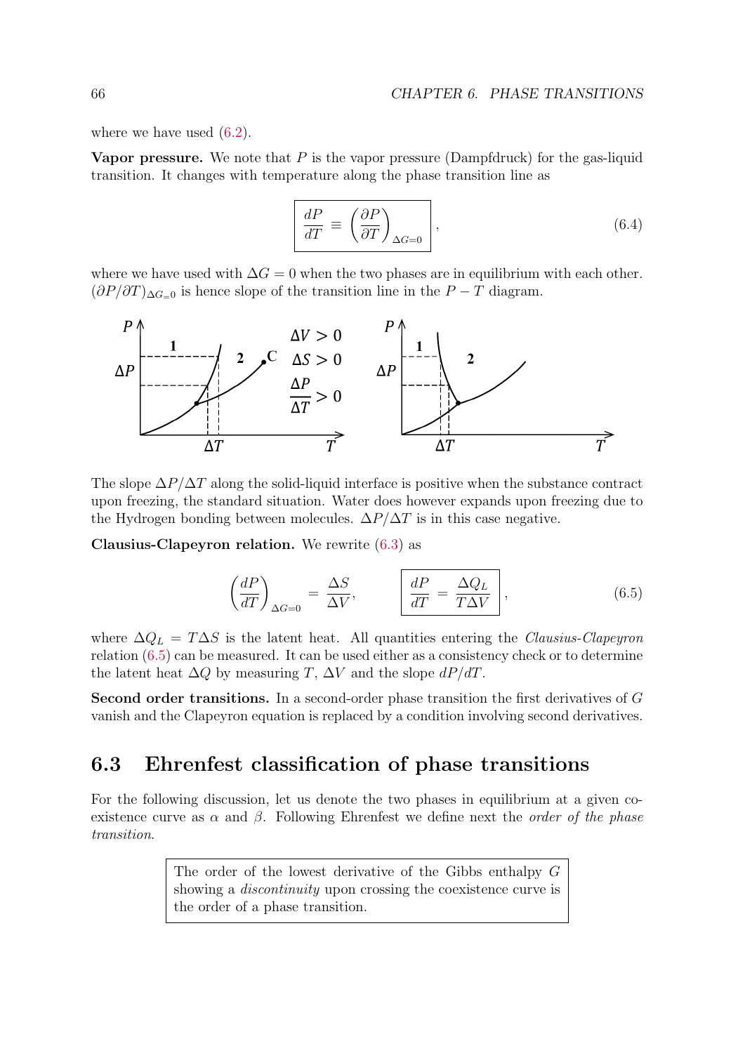where we have used (6.2).

**Vapor pressure.** We note that $P$ is the vapor pressure (Dampfdruck) for the gas-liquid transition. It changes with temperature along the phase transition line as

$$\boxed{\frac{dP}{dT} \equiv \left(\frac{\partial P}{\partial T}\right)_{\Delta G=0}}, \tag{6.4}$$

where we have used with $\Delta G = 0$ when the two phases are in equilibrium with each other. $(\partial P/\partial T)_{\Delta G=0}$ is hence slope of the transition line in the $P-T$ diagram.

The slope $\Delta P/\Delta T$ along the solid-liquid interface is positive when the substance contract upon freezing, the standard situation. Water does however expands upon freezing due to the Hydrogen bonding between molecules. $\Delta P/\Delta T$ is in this case negative.

**Clausius-Clapeyron relation.** We rewrite (6.3) as

$$\left(\frac{dP}{dT}\right)_{\Delta G=0} = \frac{\Delta S}{\Delta V}, \qquad \boxed{\frac{dP}{dT} = \frac{\Delta Q_L}{T\Delta V}}, \tag{6.5}$$

where $\Delta Q_L = T\Delta S$ is the latent heat. All quantities entering the *Clausius-Clapeyron* relation (6.5) can be measured. It can be used either as a consistency check or to determine the latent heat $\Delta Q$ by measuring $T$, $\Delta V$ and the slope $dP/dT$.

**Second order transitions.** In a second-order phase transition the first derivatives of $G$ vanish and the Clapeyron equation is replaced by a condition involving second derivatives.

## 6.3 Ehrenfest classification of phase transitions

For the following discussion, let us denote the two phases in equilibrium at a given coexistence curve as $\alpha$ and $\beta$. Following Ehrenfest we define next the *order of the phase transition*.

> The order of the lowest derivative of the Gibbs enthalpy $G$ showing a *discontinuity* upon crossing the coexistence curve is the order of a phase transition.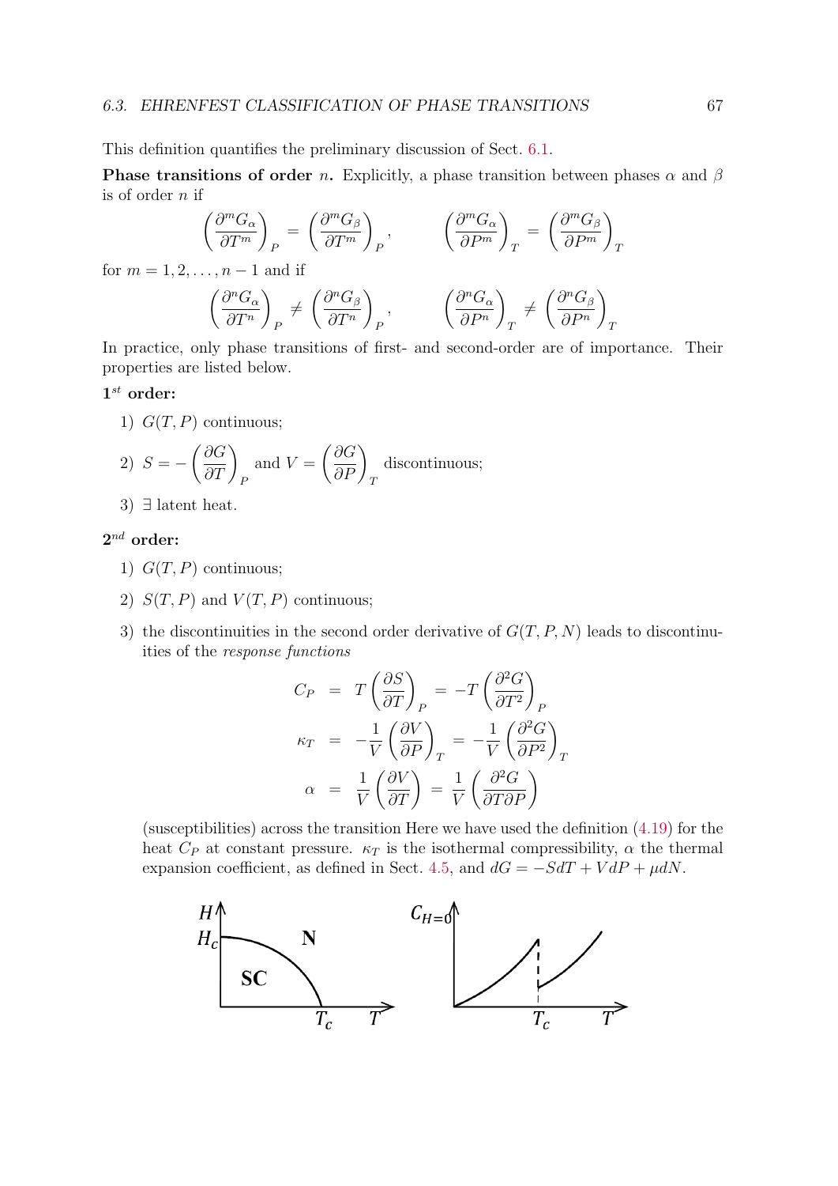This definition quantifies the preliminary discussion of Sect. 6.1.

**Phase transitions of order** $n$**.** Explicitly, a phase transition between phases $\alpha$ and $\beta$ is of order $n$ if

$$\left(\frac{\partial^m G_\alpha}{\partial T^m}\right)_P = \left(\frac{\partial^m G_\beta}{\partial T^m}\right)_P, \qquad \left(\frac{\partial^m G_\alpha}{\partial P^m}\right)_T = \left(\frac{\partial^m G_\beta}{\partial P^m}\right)_T$$

for $m = 1, 2, \ldots, n-1$ and if

$$\left(\frac{\partial^n G_\alpha}{\partial T^n}\right)_P \neq \left(\frac{\partial^n G_\beta}{\partial T^n}\right)_P, \qquad \left(\frac{\partial^n G_\alpha}{\partial P^n}\right)_T \neq \left(\frac{\partial^n G_\beta}{\partial P^n}\right)_T$$

In practice, only phase transitions of first- and second-order are of importance. Their properties are listed below.

**1$^{st}$ order:**

1) $G(T,P)$ continuous;
2) $S = -\left(\dfrac{\partial G}{\partial T}\right)_P$ and $V = \left(\dfrac{\partial G}{\partial P}\right)_T$ discontinuous;
3) $\exists$ latent heat.

**2$^{nd}$ order:**

1) $G(T,P)$ continuous;
2) $S(T,P)$ and $V(T,P)$ continuous;
3) the discontinuities in the second order derivative of $G(T,P,N)$ leads to discontinuities of the *response functions*

$$\begin{aligned}
C_P &= T\left(\frac{\partial S}{\partial T}\right)_P = -T\left(\frac{\partial^2 G}{\partial T^2}\right)_P \\
\kappa_T &= -\frac{1}{V}\left(\frac{\partial V}{\partial P}\right)_T = -\frac{1}{V}\left(\frac{\partial^2 G}{\partial P^2}\right)_T \\
\alpha &= \frac{1}{V}\left(\frac{\partial V}{\partial T}\right) = \frac{1}{V}\left(\frac{\partial^2 G}{\partial T \partial P}\right)
\end{aligned}$$

(susceptibilities) across the transition Here we have used the definition (4.19) for the heat $C_P$ at constant pressure. $\kappa_T$ is the isothermal compressibility, $\alpha$ the thermal expansion coefficient, as defined in Sect. 4.5, and $dG = -SdT + VdP + \mu dN$.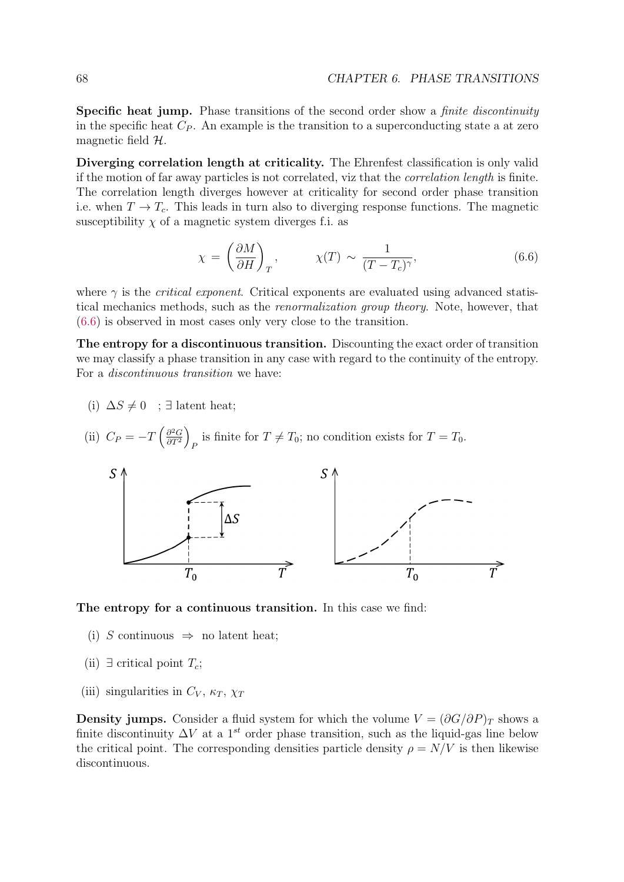**Specific heat jump.** Phase transitions of the second order show a *finite discontinuity* in the specific heat $C_P$. An example is the transition to a superconducting state a at zero magnetic field $\mathcal{H}$.

**Diverging correlation length at criticality.** The Ehrenfest classification is only valid if the motion of far away particles is not correlated, viz that the *correlation length* is finite. The correlation length diverges however at criticality for second order phase transition i.e. when $T \to T_c$. This leads in turn also to diverging response functions. The magnetic susceptibility $\chi$ of a magnetic system diverges f.i. as

$$\chi = \left(\frac{\partial M}{\partial H}\right)_T, \qquad \chi(T) \sim \frac{1}{(T-T_c)^\gamma}, \tag{6.6}$$

where $\gamma$ is the *critical exponent*. Critical exponents are evaluated using advanced statistical mechanics methods, such as the *renormalization group theory*. Note, however, that (6.6) is observed in most cases only very close to the transition.

**The entropy for a discontinuous transition.** Discounting the exact order of transition we may classify a phase transition in any case with regard to the continuity of the entropy. For a *discontinuous transition* we have:

(i) $\Delta S \neq 0$ ; $\exists$ latent heat;

(ii) $C_P = -T\left(\frac{\partial^2 G}{\partial T^2}\right)_P$ is finite for $T \neq T_0$; no condition exists for $T = T_0$.

**The entropy for a continuous transition.** In this case we find:

(i) $S$ continuous $\Rightarrow$ no latent heat;

(ii) $\exists$ critical point $T_c$;

(iii) singularities in $C_V$, $\kappa_T$, $\chi_T$

**Density jumps.** Consider a fluid system for which the volume $V = (\partial G/\partial P)_T$ shows a finite discontinuity $\Delta V$ at a $1^{st}$ order phase transition, such as the liquid-gas line below the critical point. The corresponding densities particle density $\rho = N/V$ is then likewise discontinuous.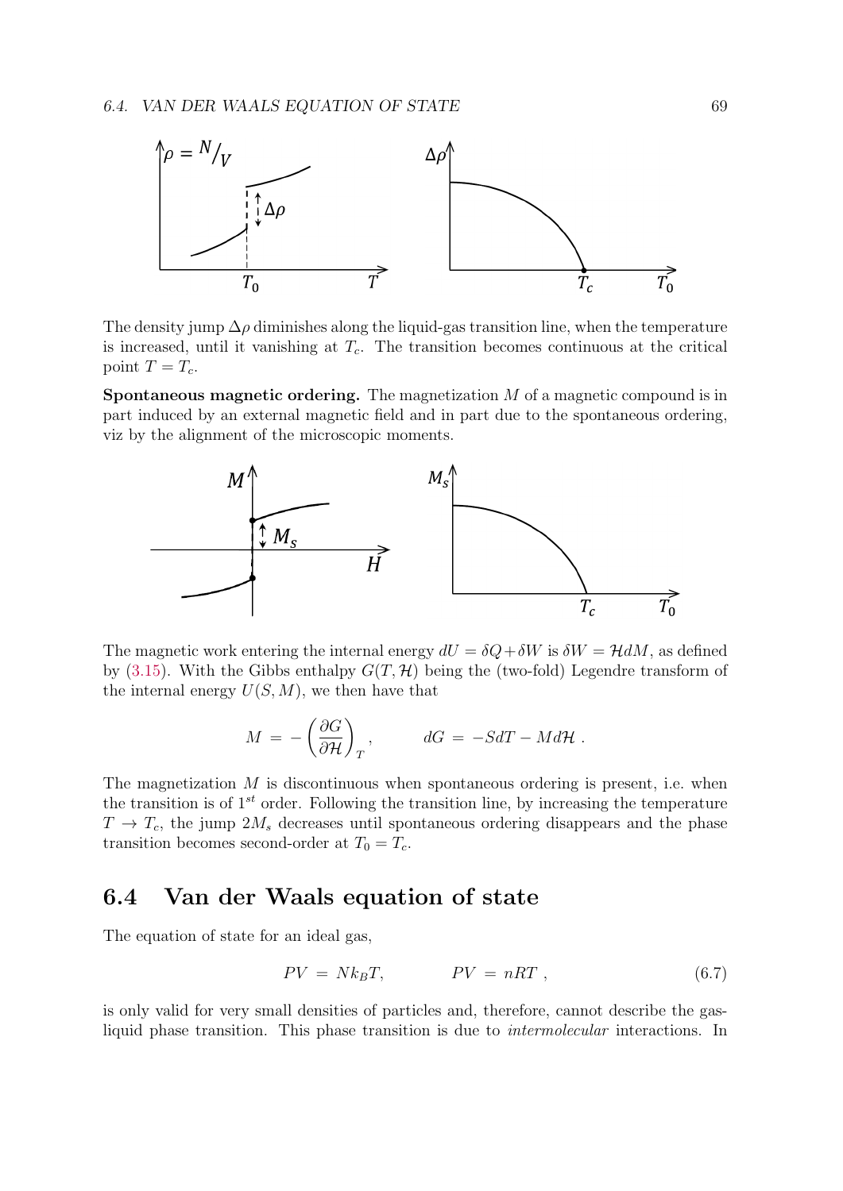The density jump $\Delta\rho$ diminishes along the liquid-gas transition line, when the temperature is increased, until it vanishing at $T_c$. The transition becomes continuous at the critical point $T = T_c$.

**Spontaneous magnetic ordering.** The magnetization $M$ of a magnetic compound is in part induced by an external magnetic field and in part due to the spontaneous ordering, viz by the alignment of the microscopic moments.

The magnetic work entering the internal energy $dU = \delta Q + \delta W$ is $\delta W = \mathcal{H} dM$, as defined by (3.15). With the Gibbs enthalpy $G(T, \mathcal{H})$ being the (two-fold) Legendre transform of the internal energy $U(S, M)$, we then have that

$$M = -\left(\frac{\partial G}{\partial \mathcal{H}}\right)_T, \qquad dG = -SdT - Md\mathcal{H} .$$

The magnetization $M$ is discontinuous when spontaneous ordering is present, i.e. when the transition is of $1^{st}$ order. Following the transition line, by increasing the temperature $T \to T_c$, the jump $2M_s$ decreases until spontaneous ordering disappears and the phase transition becomes second-order at $T_0 = T_c$.

## 6.4 Van der Waals equation of state

The equation of state for an ideal gas,

$$PV = Nk_BT, \qquad PV = nRT , \tag{6.7}$$

is only valid for very small densities of particles and, therefore, cannot describe the gas-liquid phase transition. This phase transition is due to *intermolecular* interactions. In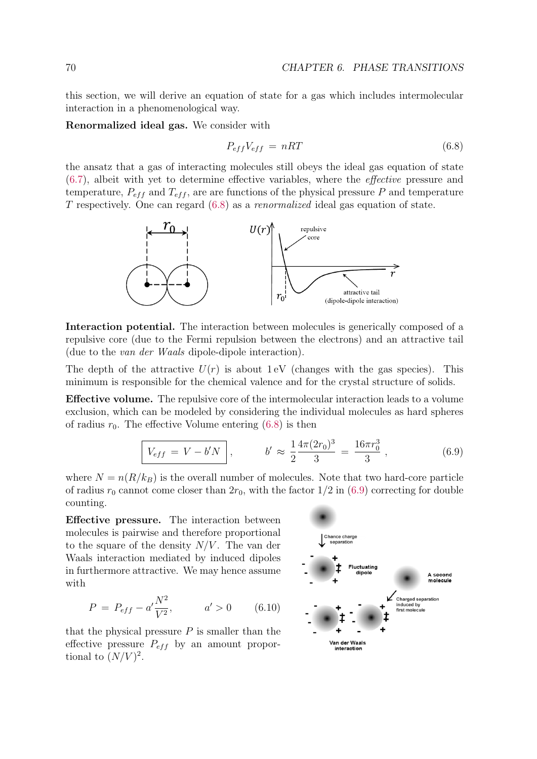this section, we will derive an equation of state for a gas which includes intermolecular interaction in a phenomenological way.

**Renormalized ideal gas.** We consider with

$$P_{eff} V_{eff} \;=\; nRT \tag{6.8}$$

the ansatz that a gas of interacting molecules still obeys the ideal gas equation of state (6.7), albeit with yet to determine effective variables, where the *effective* pressure and temperature, $P_{eff}$ and $T_{eff}$, are are functions of the physical pressure $P$ and temperature $T$ respectively. One can regard (6.8) as a *renormalized* ideal gas equation of state.

**Interaction potential.** The interaction between molecules is generically composed of a repulsive core (due to the Fermi repulsion between the electrons) and an attractive tail (due to the *van der Waals* dipole-dipole interaction).

The depth of the attractive $U(r)$ is about 1 eV (changes with the gas species). This minimum is responsible for the chemical valence and for the crystal structure of solids.

**Effective volume.** The repulsive core of the intermolecular interaction leads to a volume exclusion, which can be modeled by considering the individual molecules as hard spheres of radius $r_0$. The effective Volume entering (6.8) is then

$$\boxed{V_{eff} \;=\; V - b'N}\,, \qquad b' \;\approx\; \frac{1}{2}\frac{4\pi(2r_0)^3}{3} \;=\; \frac{16\pi r_0^3}{3}\,, \tag{6.9}$$

where $N = n(R/k_B)$ is the overall number of molecules. Note that two hard-core particle of radius $r_0$ cannot come closer than $2r_0$, with the factor $1/2$ in (6.9) correcting for double counting.

**Effective pressure.** The interaction between molecules is pairwise and therefore proportional to the square of the density $N/V$. The van der Waals interaction mediated by induced dipoles in furthermore attractive. We may hence assume with

$$P \;=\; P_{eff} - a'\frac{N^2}{V^2}, \qquad a' > 0 \tag{6.10}$$

that the physical pressure $P$ is smaller than the effective pressure $P_{eff}$ by an amount proportional to $(N/V)^2$.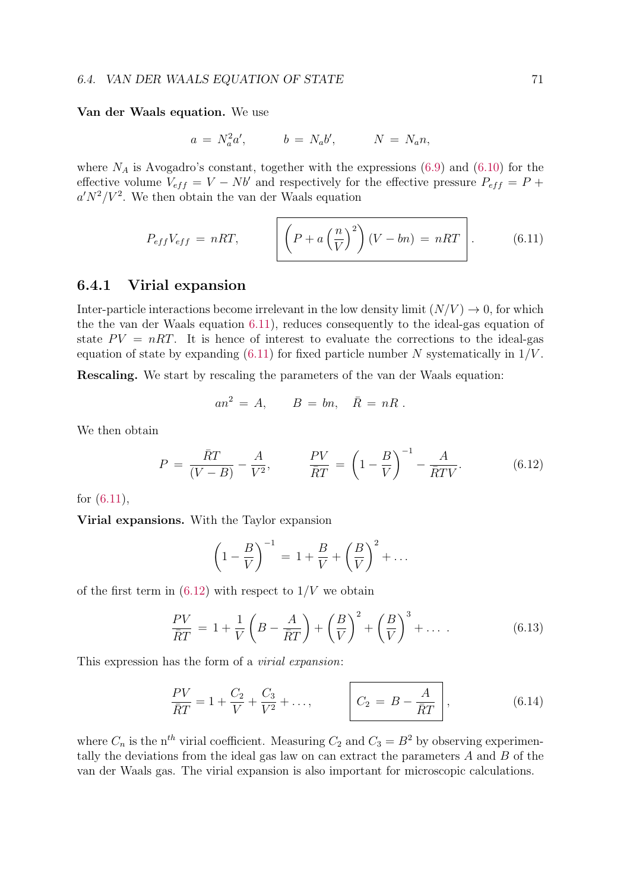**Van der Waals equation.** We use

$$a \,=\, N_a^2 a', \qquad b \,=\, N_a b', \qquad N \,=\, N_a n,$$

where $N_A$ is Avogadro's constant, together with the expressions (6.9) and (6.10) for the effective volume $V_{eff} = V - Nb'$ and respectively for the effective pressure $P_{eff} = P + a'N^2/V^2$. We then obtain the van der Waals equation

$$P_{eff}V_{eff} \,=\, nRT, \qquad \boxed{\left(P + a\left(\frac{n}{V}\right)^2\right)(V - bn) \,=\, nRT}. \tag{6.11}$$

### 6.4.1 Virial expansion

Inter-particle interactions become irrelevant in the low density limit $(N/V) \to 0$, for which the the van der Waals equation 6.11), reduces consequently to the ideal-gas equation of state $PV = nRT$. It is hence of interest to evaluate the corrections to the ideal-gas equation of state by expanding (6.11) for fixed particle number $N$ systematically in $1/V$.

**Rescaling.** We start by rescaling the parameters of the van der Waals equation:

$$an^2 \,=\, A, \qquad B \,=\, bn, \quad \bar{R} \,=\, nR\,.$$

We then obtain

$$P \,=\, \frac{\bar{R}T}{(V-B)} - \frac{A}{V^2}, \qquad \frac{PV}{\bar{R}T} \,=\, \left(1 - \frac{B}{V}\right)^{-1} - \frac{A}{\bar{R}TV}. \tag{6.12}$$

for (6.11),

**Virial expansions.** With the Taylor expansion

$$\left(1 - \frac{B}{V}\right)^{-1} \,=\, 1 + \frac{B}{V} + \left(\frac{B}{V}\right)^2 + \ldots$$

of the first term in (6.12) with respect to $1/V$ we obtain

$$\frac{PV}{\bar{R}T} \,=\, 1 + \frac{1}{V}\left(B - \frac{A}{\bar{R}T}\right) + \left(\frac{B}{V}\right)^2 + \left(\frac{B}{V}\right)^3 + \ldots\,. \tag{6.13}$$

This expression has the form of a *virial expansion*:

$$\frac{PV}{\bar{R}T} = 1 + \frac{C_2}{V} + \frac{C_3}{V^2} + \ldots, \qquad \boxed{C_2 \,=\, B - \frac{A}{\bar{R}T}}, \tag{6.14}$$

where $C_n$ is the n$^{th}$ virial coefficient. Measuring $C_2$ and $C_3 = B^2$ by observing experimentally the deviations from the ideal gas law on can extract the parameters $A$ and $B$ of the van der Waals gas. The virial expansion is also important for microscopic calculations.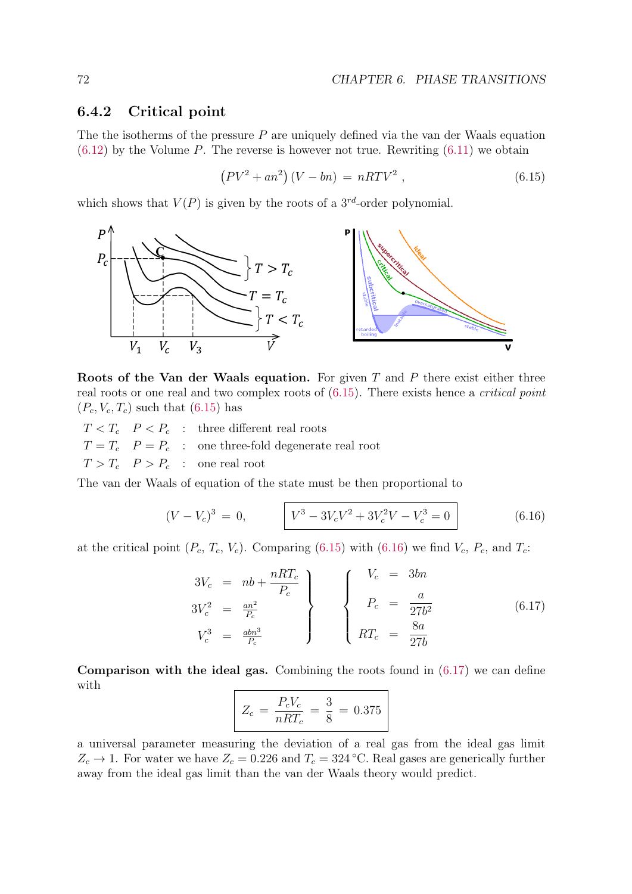### 6.4.2 Critical point

The the isotherms of the pressure $P$ are uniquely defined via the van der Waals equation (6.12) by the Volume $P$. The reverse is however not true. Rewriting (6.11) we obtain

$$\left(PV^2 + an^2\right)(V - bn) \;=\; nRTV^2 \,, \tag{6.15}$$

which shows that $V(P)$ is given by the roots of a $3^{rd}$-order polynomial.

**Roots of the Van der Waals equation.** For given $T$ and $P$ there exist either three real roots or one real and two complex roots of (6.15). There exists hence a *critical point* $(P_c, V_c, T_c)$ such that (6.15) has

$T < T_c \quad P < P_c$ : three different real roots
$T = T_c \quad P = P_c$ : one three-fold degenerate real root
$T > T_c \quad P > P_c$ : one real root

The van der Waals of equation of the state must be then proportional to

$$(V - V_c)^3 \;=\; 0, \qquad \boxed{V^3 - 3V_cV^2 + 3V_c^2V - V_c^3 = 0} \tag{6.16}$$

at the critical point $(P_c, T_c, V_c)$. Comparing (6.15) with (6.16) we find $V_c$, $P_c$, and $T_c$:

$$\left.\begin{array}{rcl} 3V_c &=& nb + \dfrac{nRT_c}{P_c} \\ 3V_c^2 &=& \frac{an^2}{P_c} \\ V_c^3 &=& \frac{abn^3}{P_c} \end{array}\right\} \qquad \left\{\begin{array}{rcl} V_c &=& 3bn \\ P_c &=& \dfrac{a}{27b^2} \\ RT_c &=& \dfrac{8a}{27b} \end{array}\right. \tag{6.17}$$

**Comparison with the ideal gas.** Combining the roots found in (6.17) we can define with

$$\boxed{Z_c \;=\; \frac{P_cV_c}{nRT_c} \;=\; \frac{3}{8} \;=\; 0.375}$$

a universal parameter measuring the deviation of a real gas from the ideal gas limit $Z_c \to 1$. For water we have $Z_c = 0.226$ and $T_c = 324\,^\circ\mathrm{C}$. Real gases are generically further away from the ideal gas limit than the van der Waals theory would predict.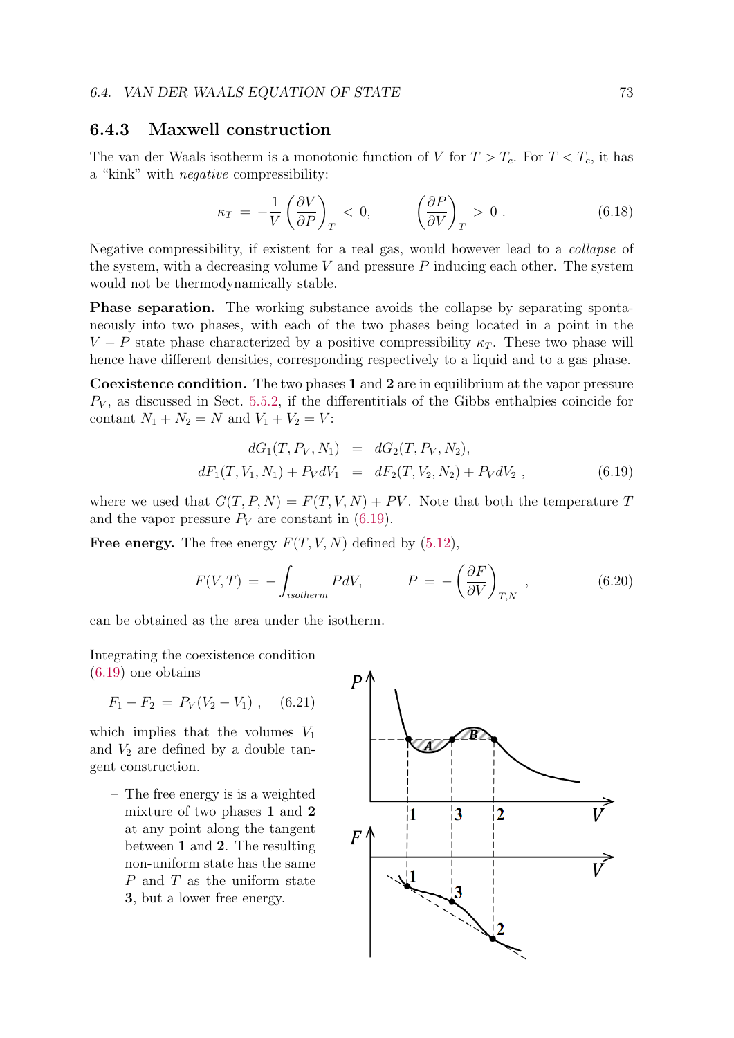### 6.4.3 Maxwell construction

The van der Waals isotherm is a monotonic function of $V$ for $T > T_c$. For $T < T_c$, it has a "kink" with *negative* compressibility:

$$\kappa_T = -\frac{1}{V}\left(\frac{\partial V}{\partial P}\right)_T < 0, \qquad \left(\frac{\partial P}{\partial V}\right)_T > 0\,. \tag{6.18}$$

Negative compressibility, if existent for a real gas, would however lead to a *collapse* of the system, with a decreasing volume $V$ and pressure $P$ inducing each other. The system would not be thermodynamically stable.

**Phase separation.** The working substance avoids the collapse by separating spontaneously into two phases, with each of the two phases being located in a point in the $V-P$ state phase characterized by a positive compressibility $\kappa_T$. These two phase will hence have different densities, corresponding respectively to a liquid and to a gas phase.

**Coexistence condition.** The two phases **1** and **2** are in equilibrium at the vapor pressure $P_V$, as discussed in Sect. 5.5.2, if the differentitials of the Gibbs enthalpies coincide for contant $N_1 + N_2 = N$ and $V_1 + V_2 = V$:

$$\begin{aligned} dG_1(T, P_V, N_1) &= dG_2(T, P_V, N_2), \\ dF_1(T, V_1, N_1) + P_V dV_1 &= dF_2(T, V_2, N_2) + P_V dV_2\,, \end{aligned} \tag{6.19}$$

where we used that $G(T, P, N) = F(T, V, N) + PV$. Note that both the temperature $T$ and the vapor pressure $P_V$ are constant in (6.19).

**Free energy.** The free energy $F(T, V, N)$ defined by (5.12),

$$F(V,T) = -\int_{isotherm} P dV, \qquad P = -\left(\frac{\partial F}{\partial V}\right)_{T,N}, \tag{6.20}$$

can be obtained as the area under the isotherm.

Integrating the coexistence condition (6.19) one obtains

$$F_1 - F_2 = P_V(V_2 - V_1)\,, \tag{6.21}$$

which implies that the volumes $V_1$ and $V_2$ are defined by a double tangent construction.

- The free energy is is a weighted mixture of two phases **1** and **2** at any point along the tangent between **1** and **2**. The resulting non-uniform state has the same $P$ and $T$ as the uniform state **3**, but a lower free energy.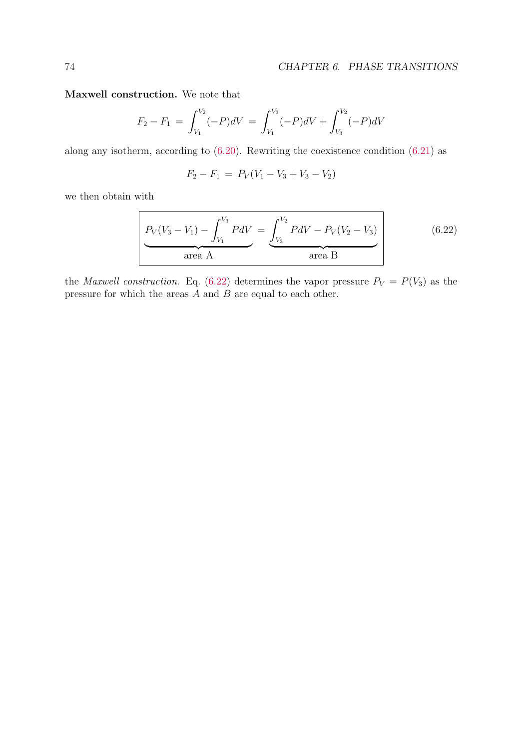**Maxwell construction.** We note that

$$F_2 - F_1 \;=\; \int_{V_1}^{V_2} (-P)dV \;=\; \int_{V_1}^{V_3} (-P)dV + \int_{V_3}^{V_2} (-P)dV$$

along any isotherm, according to (6.20). Rewriting the coexistence condition (6.21) as

$$F_2 - F_1 \;=\; P_V(V_1 - V_3 + V_3 - V_2)$$

we then obtain with

$$\boxed{\underbrace{P_V(V_3 - V_1) - \int_{V_1}^{V_3} PdV}_{\text{area A}} \;=\; \underbrace{\int_{V_3}^{V_2} PdV - P_V(V_2 - V_3)}_{\text{area B}}} \tag{6.22}$$

the *Maxwell construction*. Eq. (6.22) determines the vapor pressure $P_V = P(V_3)$ as the pressure for which the areas $A$ and $B$ are equal to each other.